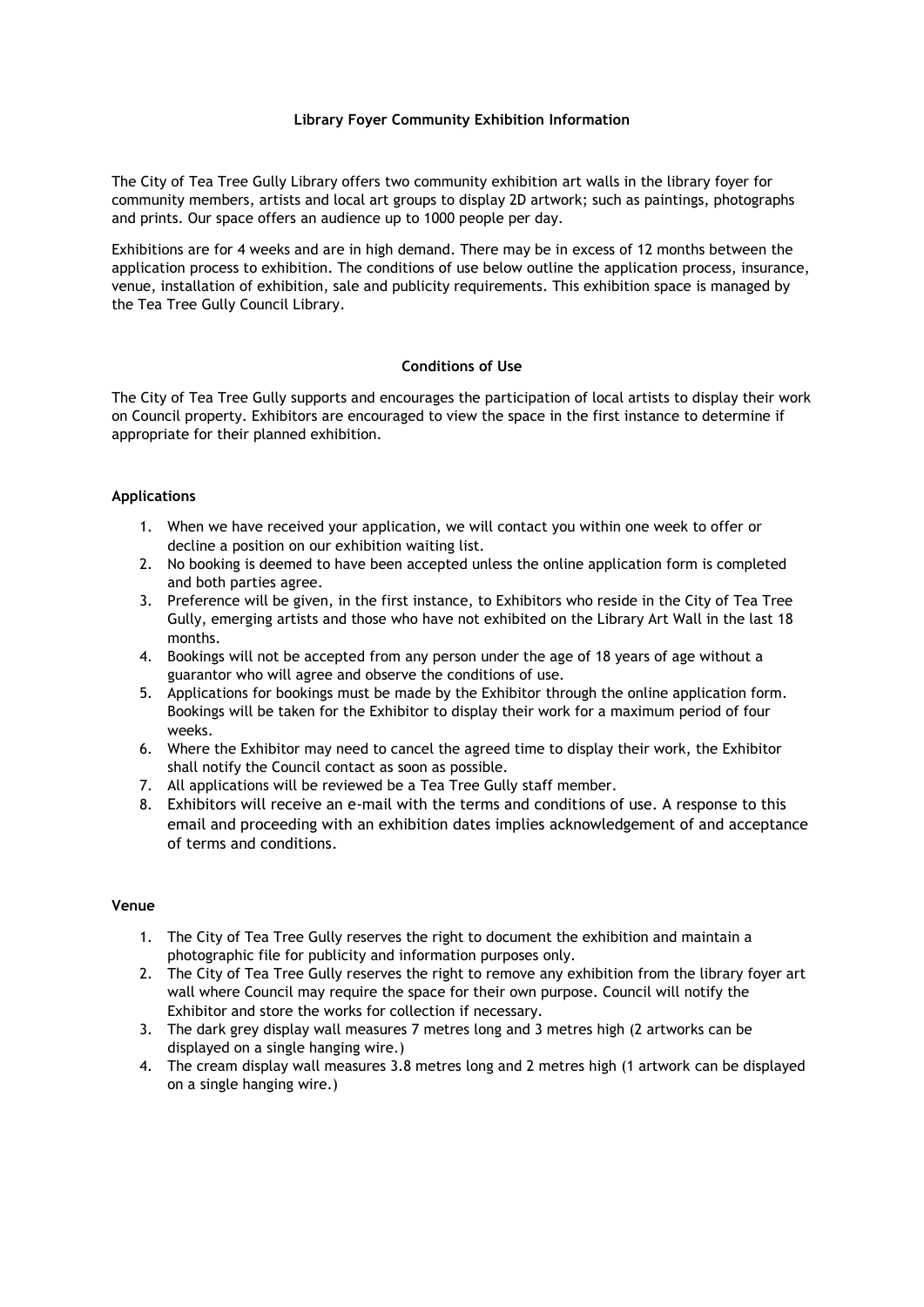# Library Foyer Community Exhibition Information

The City of Tea Tree Gully Library offers two community exhibition art walls in the library foyer for community members, artists and local art groups to display 2D artwork; such as paintings, photographs and prints. Our space offers an audience up to 1000 people per day.

Exhibitions are for 4 weeks and are in high demand. There may be in excess of 12 months between the application process to exhibition. The conditions of use below outline the application process, insurance, venue, installation of exhibition, sale and publicity requirements. This exhibition space is managed by the Tea Tree Gully Council Library.

## Conditions of Use

The City of Tea Tree Gully supports and encourages the participation of local artists to display their work on Council property. Exhibitors are encouraged to view the space in the first instance to determine if appropriate for their planned exhibition.

### Applications

1. When we have received your application, we will contact you within one week to offer or decline a position on our exhibition waiting list.
2. No booking is deemed to have been accepted unless the online application form is completed and both parties agree.
3. Preference will be given, in the first instance, to Exhibitors who reside in the City of Tea Tree Gully, emerging artists and those who have not exhibited on the Library Art Wall in the last 18 months.
4. Bookings will not be accepted from any person under the age of 18 years of age without a guarantor who will agree and observe the conditions of use.
5. Applications for bookings must be made by the Exhibitor through the online application form. Bookings will be taken for the Exhibitor to display their work for a maximum period of four weeks.
6. Where the Exhibitor may need to cancel the agreed time to display their work, the Exhibitor shall notify the Council contact as soon as possible.
7. All applications will be reviewed be a Tea Tree Gully staff member.
8. Exhibitors will receive an e-mail with the terms and conditions of use. A response to this email and proceeding with an exhibition dates implies acknowledgement of and acceptance of terms and conditions.

### Venue

1. The City of Tea Tree Gully reserves the right to document the exhibition and maintain a photographic file for publicity and information purposes only.
2. The City of Tea Tree Gully reserves the right to remove any exhibition from the library foyer art wall where Council may require the space for their own purpose. Council will notify the Exhibitor and store the works for collection if necessary.
3. The dark grey display wall measures 7 metres long and 3 metres high (2 artworks can be displayed on a single hanging wire.)
4. The cream display wall measures 3.8 metres long and 2 metres high (1 artwork can be displayed on a single hanging wire.)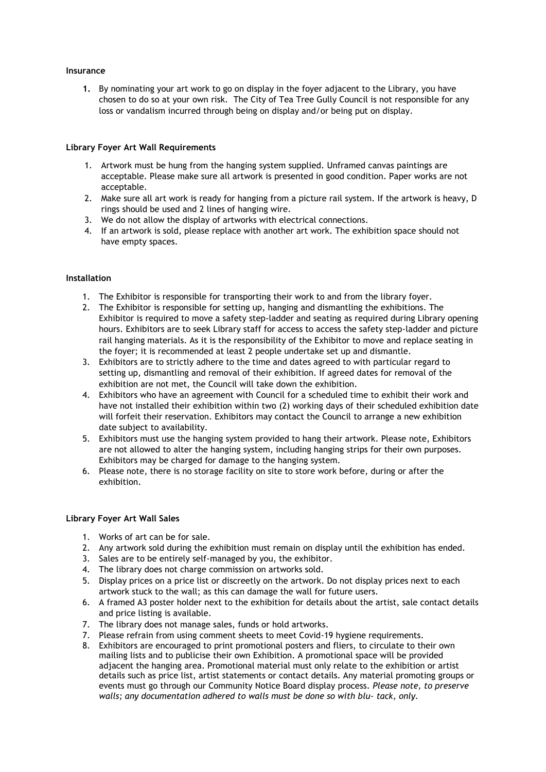**Insurance**

1. By nominating your art work to go on display in the foyer adjacent to the Library, you have chosen to do so at your own risk. The City of Tea Tree Gully Council is not responsible for any loss or vandalism incurred through being on display and/or being put on display.

**Library Foyer Art Wall Requirements**

1. Artwork must be hung from the hanging system supplied. Unframed canvas paintings are acceptable. Please make sure all artwork is presented in good condition. Paper works are not acceptable.
2. Make sure all art work is ready for hanging from a picture rail system. If the artwork is heavy, D rings should be used and 2 lines of hanging wire.
3. We do not allow the display of artworks with electrical connections.
4. If an artwork is sold, please replace with another art work. The exhibition space should not have empty spaces.

**Installation**

1. The Exhibitor is responsible for transporting their work to and from the library foyer.
2. The Exhibitor is responsible for setting up, hanging and dismantling the exhibitions. The Exhibitor is required to move a safety step-ladder and seating as required during Library opening hours. Exhibitors are to seek Library staff for access to access the safety step-ladder and picture rail hanging materials. As it is the responsibility of the Exhibitor to move and replace seating in the foyer; it is recommended at least 2 people undertake set up and dismantle.
3. Exhibitors are to strictly adhere to the time and dates agreed to with particular regard to setting up, dismantling and removal of their exhibition. If agreed dates for removal of the exhibition are not met, the Council will take down the exhibition.
4. Exhibitors who have an agreement with Council for a scheduled time to exhibit their work and have not installed their exhibition within two (2) working days of their scheduled exhibition date will forfeit their reservation. Exhibitors may contact the Council to arrange a new exhibition date subject to availability.
5. Exhibitors must use the hanging system provided to hang their artwork. Please note, Exhibitors are not allowed to alter the hanging system, including hanging strips for their own purposes. Exhibitors may be charged for damage to the hanging system.
6. Please note, there is no storage facility on site to store work before, during or after the exhibition.

**Library Foyer Art Wall Sales**

1. Works of art can be for sale.
2. Any artwork sold during the exhibition must remain on display until the exhibition has ended.
3. Sales are to be entirely self-managed by you, the exhibitor.
4. The library does not charge commission on artworks sold.
5. Display prices on a price list or discreetly on the artwork. Do not display prices next to each artwork stuck to the wall; as this can damage the wall for future users.
6. A framed A3 poster holder next to the exhibition for details about the artist, sale contact details and price listing is available.
7. The library does not manage sales, funds or hold artworks.
7. Please refrain from using comment sheets to meet Covid-19 hygiene requirements.
8. Exhibitors are encouraged to print promotional posters and fliers, to circulate to their own mailing lists and to publicise their own Exhibition. A promotional space will be provided adjacent the hanging area. Promotional material must only relate to the exhibition or artist details such as price list, artist statements or contact details. Any material promoting groups or events must go through our Community Notice Board display process. *Please note, to preserve walls; any documentation adhered to walls must be done so with blu- tack, only.*